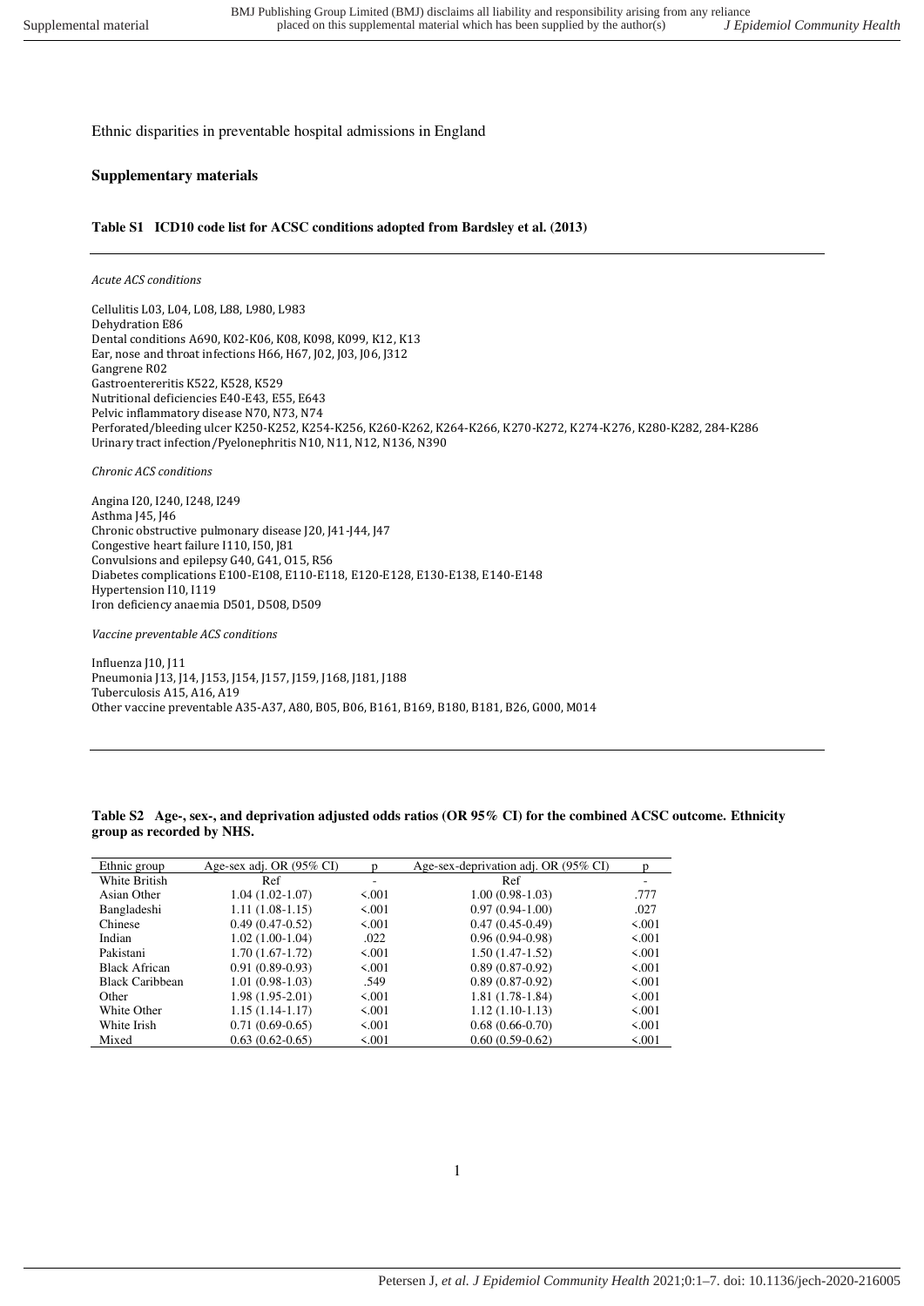Ethnic disparities in preventable hospital admissions in England

## Supplementary materials

### Table S1 ICD10 code list for ACSC conditions adopted from Bardsley et al. (2013)

*Acute ACS conditions*

Cellulitis L03, L04, L08, L88, L980, L983
Dehydration E86
Dental conditions A690, K02-K06, K08, K098, K099, K12, K13
Ear, nose and throat infections H66, H67, J02, J03, J06, J312
Gangrene R02
Gastroentereritis K522, K528, K529
Nutritional deficiencies E40-E43, E55, E643
Pelvic inflammatory disease N70, N73, N74
Perforated/bleeding ulcer K250-K252, K254-K256, K260-K262, K264-K266, K270-K272, K274-K276, K280-K282, 284-K286
Urinary tract infection/Pyelonephritis N10, N11, N12, N136, N390

*Chronic ACS conditions*

Angina I20, I240, I248, I249
Asthma J45, J46
Chronic obstructive pulmonary disease J20, J41-J44, J47
Congestive heart failure I110, I50, J81
Convulsions and epilepsy G40, G41, O15, R56
Diabetes complications E100-E108, E110-E118, E120-E128, E130-E138, E140-E148
Hypertension I10, I119
Iron deficiency anaemia D501, D508, D509

*Vaccine preventable ACS conditions*

Influenza J10, J11
Pneumonia J13, J14, J153, J154, J157, J159, J168, J181, J188
Tuberculosis A15, A16, A19
Other vaccine preventable A35-A37, A80, B05, B06, B161, B169, B180, B181, B26, G000, M014

### Table S2 Age-, sex-, and deprivation adjusted odds ratios (OR 95% CI) for the combined ACSC outcome. Ethnicity group as recorded by NHS.

| Ethnic group | Age-sex adj. OR (95% CI) | p | Age-sex-deprivation adj. OR (95% CI) | p |
|---|---|---|---|---|
| White British | Ref | - | Ref | - |
| Asian Other | 1.04 (1.02-1.07) | <.001 | 1.00 (0.98-1.03) | .777 |
| Bangladeshi | 1.11 (1.08-1.15) | <.001 | 0.97 (0.94-1.00) | .027 |
| Chinese | 0.49 (0.47-0.52) | <.001 | 0.47 (0.45-0.49) | <.001 |
| Indian | 1.02 (1.00-1.04) | .022 | 0.96 (0.94-0.98) | <.001 |
| Pakistani | 1.70 (1.67-1.72) | <.001 | 1.50 (1.47-1.52) | <.001 |
| Black African | 0.91 (0.89-0.93) | <.001 | 0.89 (0.87-0.92) | <.001 |
| Black Caribbean | 1.01 (0.98-1.03) | .549 | 0.89 (0.87-0.92) | <.001 |
| Other | 1.98 (1.95-2.01) | <.001 | 1.81 (1.78-1.84) | <.001 |
| White Other | 1.15 (1.14-1.17) | <.001 | 1.12 (1.10-1.13) | <.001 |
| White Irish | 0.71 (0.69-0.65) | <.001 | 0.68 (0.66-0.70) | <.001 |
| Mixed | 0.63 (0.62-0.65) | <.001 | 0.60 (0.59-0.62) | <.001 |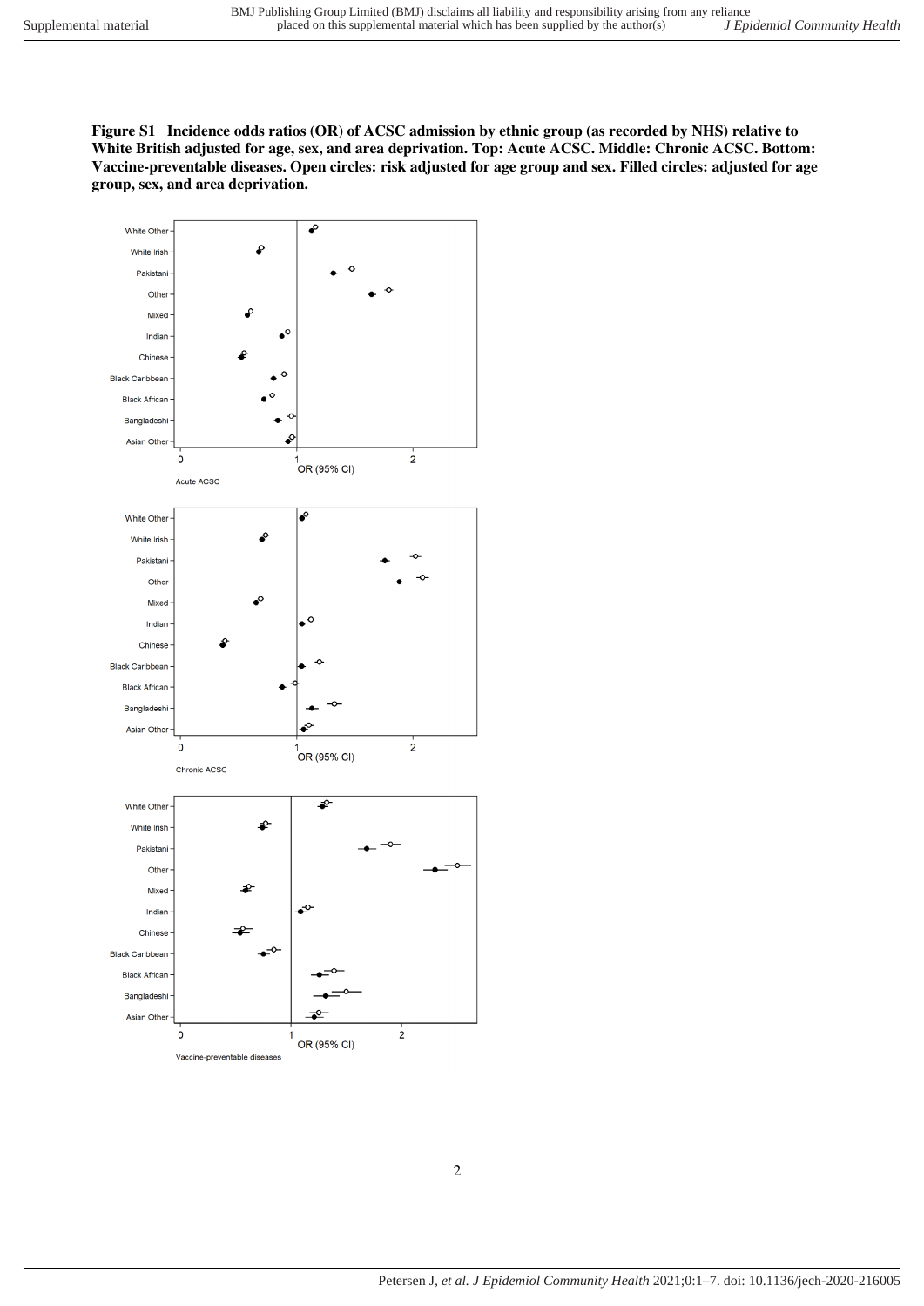**Figure S1 Incidence odds ratios (OR) of ACSC admission by ethnic group (as recorded by NHS) relative to White British adjusted for age, sex, and area deprivation. Top: Acute ACSC. Middle: Chronic ACSC. Bottom: Vaccine-preventable diseases. Open circles: risk adjusted for age group and sex. Filled circles: adjusted for age group, sex, and area deprivation.**

White Other
White Irish
Pakistani
Other
Mixed
Indian
Chinese
Black Caribbean
Black African
Bangladeshi
Asian Other

0
1
2
OR (95% CI)
Acute ACSC

White Other
White Irish
Pakistani
Other
Mixed
Indian
Chinese
Black Caribbean
Black African
Bangladeshi
Asian Other

0
1
2
OR (95% CI)
Chronic ACSC

White Other
White Irish
Pakistani
Other
Mixed
Indian
Chinese
Black Caribbean
Black African
Bangladeshi
Asian Other

0
1
2
OR (95% CI)
Vaccine-preventable diseases